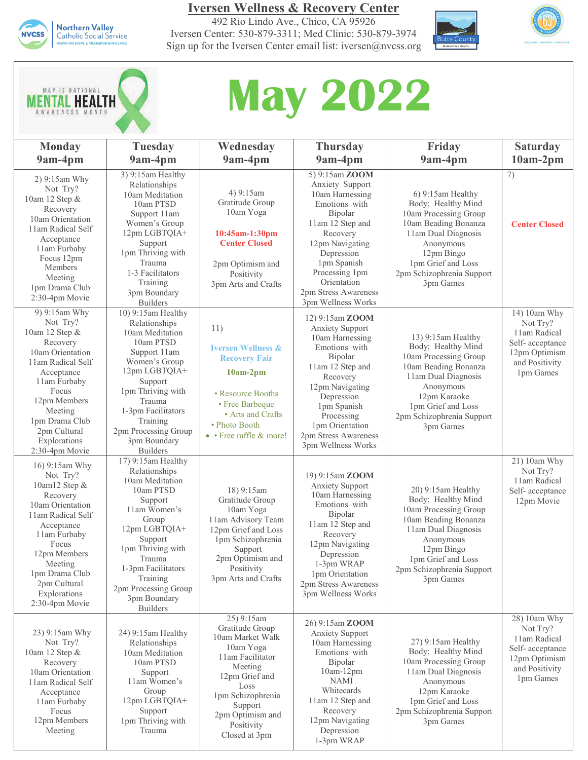# Iversen Wellness & Recovery Center

492 Rio Lindo Ave., Chico, CA 95926
Iversen Center: 530-879-3311; Med Clinic: 530-879-3974
Sign up for the Iversen Center email list: iversen@nvcss.org

Northern Valley Catholic Social Service — INSPIRING HOPE & TRANSFORMING LIVES

Butte County Behavioral Health

WELLNESS · RECOVERY · RESILIENCE

MAY IS NATIONAL MENTAL HEALTH AWARENESS MONTH

# May 2022

| Monday 9am-4pm | Tuesday 9am-4pm | Wednesday 9am-4pm | Thursday 9am-4pm | Friday 9am-4pm | Saturday 10am-2pm |
|---|---|---|---|---|---|
| 2) 9:15am Why Not Try? 10am 12 Step & Recovery 10am Orientation 11am Radical Self Acceptance 11am Furbaby Focus 12pm Members Meeting 1pm Drama Club 2:30-4pm Movie | 3) 9:15am Healthy Relationships 10am Meditation 10am PTSD Support 11am Women's Group 12pm LGBTQIA+ Support 1pm Thriving with Trauma 1-3 Facilitators Training 3pm Boundary Builders | 4) 9:15am Gratitude Group 10am Yoga **10:45am-1:30pm Center Closed** 2pm Optimism and Positivity 3pm Arts and Crafts | 5) 9:15am **ZOOM** Anxiety Support 10am Harnessing Emotions with Bipolar 11am 12 Step and Recovery 12pm Navigating Depression 1pm Spanish Processing 1pm Orientation 2pm Stress Awareness 3pm Wellness Works | 6) 9:15am Healthy Body; Healthy Mind 10am Processing Group 10am Beading Bonanza 11am Dual Diagnosis Anonymous 12pm Bingo 1pm Grief and Loss 2pm Schizophrenia Support 3pm Games | 7) **Center Closed** |
| 9) 9:15am Why Not Try? 10am 12 Step & Recovery 10am Orientation 11am Radical Self Acceptance 11am Furbaby Focus 12pm Members Meeting 1pm Drama Club 2pm Cultural Explorations 2:30-4pm Movie | 10) 9:15am Healthy Relationships 10am Meditation 10am PTSD Support 11am Women's Group 12pm LGBTQIA+ Support 1pm Thriving with Trauma 1-3pm Facilitators Training 2pm Processing Group 3pm Boundary Builders | 11) **Iversen Wellness & Recovery Fair** **10am-2pm** • Resource Booths • Free Barbeque • Arts and Crafts • Photo Booth • Free raffle & more! | 12) 9:15am **ZOOM** Anxiety Support 10am Harnessing Emotions with Bipolar 11am 12 Step and Recovery 12pm Navigating Depression 1pm Spanish Processing 1pm Orientation 2pm Stress Awareness 3pm Wellness Works | 13) 9:15am Healthy Body; Healthy Mind 10am Processing Group 10am Beading Bonanza 11am Dual Diagnosis Anonymous 12pm Karaoke 1pm Grief and Loss 2pm Schizophrenia Support 3pm Games | 14) 10am Why Not Try? 11am Radical Self- acceptance 12pm Optimism and Positivity 1pm Games |
| 16) 9:15am Why Not Try? 10am12 Step & Recovery 10am Orientation 11am Radical Self Acceptance 11am Furbaby Focus 12pm Members Meeting 1pm Drama Club 2pm Cultural Explorations 2:30-4pm Movie | 17) 9:15am Healthy Relationships 10am Meditation 10am PTSD Support 11am Women's Group 12pm LGBTQIA+ Support 1pm Thriving with Trauma 1-3pm Facilitators Training 2pm Processing Group 3pm Boundary Builders | 18) 9:15am Gratitude Group 10am Yoga 11am Advisory Team 12pm Grief and Loss 1pm Schizophrenia Support 2pm Optimism and Positivity 3pm Arts and Crafts | 19) 9:15am **ZOOM** Anxiety Support 10am Harnessing Emotions with Bipolar 11am 12 Step and Recovery 12pm Navigating Depression 1-3pm WRAP 1pm Orientation 2pm Stress Awareness 3pm Wellness Works | 20) 9:15am Healthy Body; Healthy Mind 10am Processing Group 10am Beading Bonanza 11am Dual Diagnosis Anonymous 12pm Bingo 1pm Grief and Loss 2pm Schizophrenia Support 3pm Games | 21) 10am Why Not Try? 11am Radical Self- acceptance 12pm Movie |
| 23) 9:15am Why Not Try? 10am 12 Step & Recovery 10am Orientation 11am Radical Self Acceptance 11am Furbaby Focus 12pm Members Meeting | 24) 9:15am Healthy Relationships 10am Meditation 10am PTSD Support 11am Women's Group 12pm LGBTQIA+ Support 1pm Thriving with Trauma | 25) 9:15am Gratitude Group 10am Market Walk 10am Yoga 11am Facilitator Meeting 12pm Grief and Loss 1pm Schizophrenia Support 2pm Optimism and Positivity Closed at 3pm | 26) 9:15am **ZOOM** Anxiety Support 10am Harnessing Emotions with Bipolar 10am-12pm NAMI Whitecards 11am 12 Step and Recovery 12pm Navigating Depression 1-3pm WRAP | 27) 9:15am Healthy Body; Healthy Mind 10am Processing Group 11am Dual Diagnosis Anonymous 12pm Karaoke 1pm Grief and Loss 2pm Schizophrenia Support 3pm Games | 28) 10am Why Not Try? 11am Radical Self- acceptance 12pm Optimism and Positivity 1pm Games |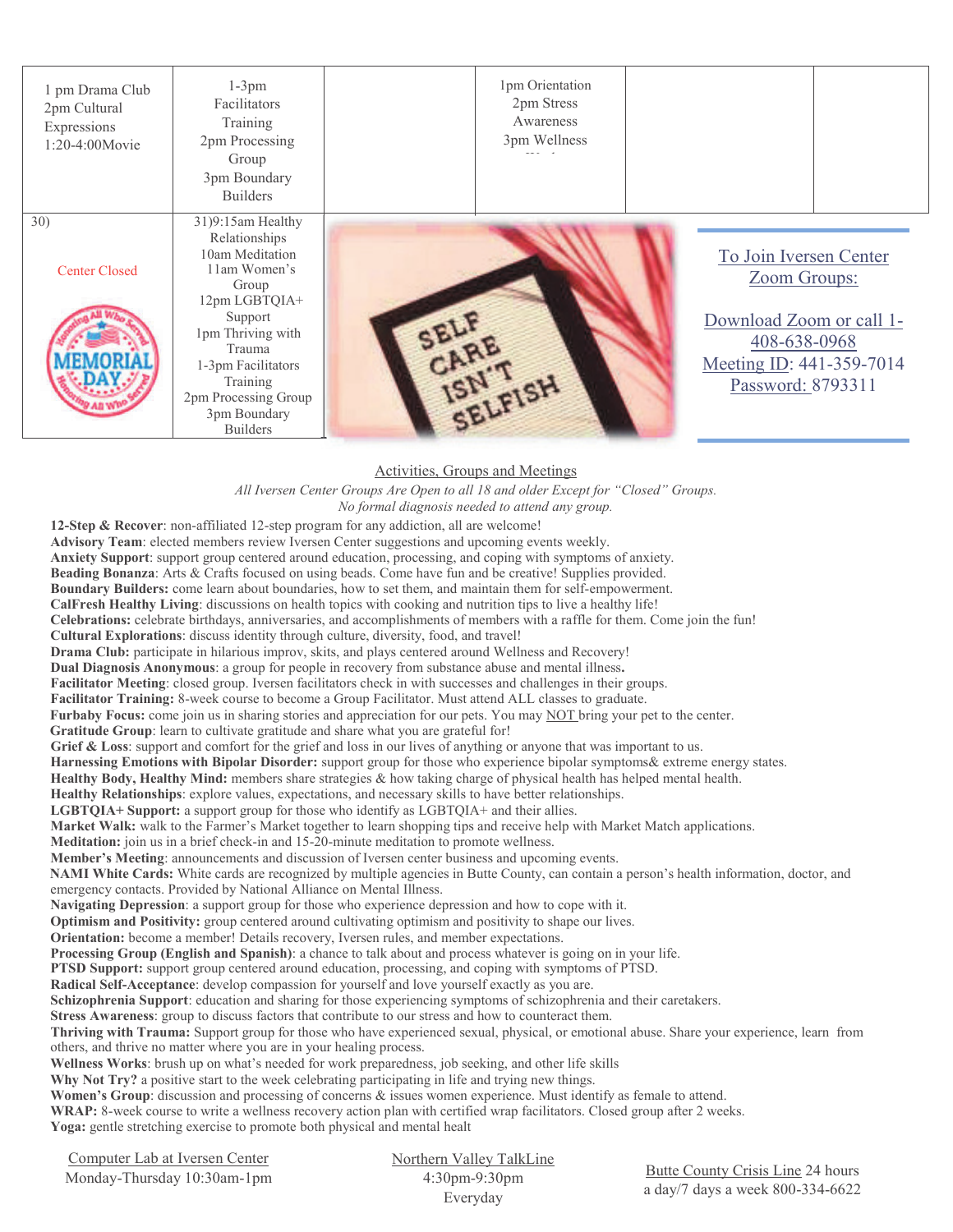| | | | | | |
|---|---|---|---|---|---|
| 1 pm Drama Club<br>2pm Cultural Expressions<br>1:20-4:00Movie | 1-3pm Facilitators Training<br>2pm Processing Group<br>3pm Boundary Builders | | 1pm Orientation<br>2pm Stress Awareness<br>3pm Wellness Works | | |
| 30)<br>Center Closed<br>Memorial Day | 31)9:15am Healthy Relationships<br>10am Meditation<br>11am Women's Group<br>12pm LGBTQIA+ Support<br>1pm Thriving with Trauma<br>1-3pm Facilitators Training<br>2pm Processing Group<br>3pm Boundary Builders | SELF CARE ISN'T SELFISH | | To Join Iversen Center Zoom Groups:<br>Download Zoom or call 1-408-638-0968<br>Meeting ID: 441-359-7014<br>Password: 8793311 | |

## Activities, Groups and Meetings

*All Iversen Center Groups Are Open to all 18 and older Except for "Closed" Groups.*
*No formal diagnosis needed to attend any group.*

**12-Step & Recover**: non-affiliated 12-step program for any addiction, all are welcome!
**Advisory Team**: elected members review Iversen Center suggestions and upcoming events weekly.
**Anxiety Support**: support group centered around education, processing, and coping with symptoms of anxiety.
**Beading Bonanza**: Arts & Crafts focused on using beads. Come have fun and be creative! Supplies provided.
**Boundary Builders:** come learn about boundaries, how to set them, and maintain them for self-empowerment.
**CalFresh Healthy Living**: discussions on health topics with cooking and nutrition tips to live a healthy life!
**Celebrations:** celebrate birthdays, anniversaries, and accomplishments of members with a raffle for them. Come join the fun!
**Cultural Explorations**: discuss identity through culture, diversity, food, and travel!
**Drama Club:** participate in hilarious improv, skits, and plays centered around Wellness and Recovery!
**Dual Diagnosis Anonymous**: a group for people in recovery from substance abuse and mental illness**.**
**Facilitator Meeting**: closed group. Iversen facilitators check in with successes and challenges in their groups.
**Facilitator Training:** 8-week course to become a Group Facilitator. Must attend ALL classes to graduate.
**Furbaby Focus:** come join us in sharing stories and appreciation for our pets. You may NOT bring your pet to the center.
**Gratitude Group**: learn to cultivate gratitude and share what you are grateful for!
**Grief & Loss**: support and comfort for the grief and loss in our lives of anything or anyone that was important to us.
**Harnessing Emotions with Bipolar Disorder:** support group for those who experience bipolar symptoms& extreme energy states.
**Healthy Body, Healthy Mind:** members share strategies & how taking charge of physical health has helped mental health.
**Healthy Relationships**: explore values, expectations, and necessary skills to have better relationships.
**LGBTQIA+ Support:** a support group for those who identify as LGBTQIA+ and their allies.
**Market Walk:** walk to the Farmer's Market together to learn shopping tips and receive help with Market Match applications.
**Meditation:** join us in a brief check-in and 15-20-minute meditation to promote wellness.
**Member's Meeting**: announcements and discussion of Iversen center business and upcoming events.
**NAMI White Cards:** White cards are recognized by multiple agencies in Butte County, can contain a person's health information, doctor, and emergency contacts. Provided by National Alliance on Mental Illness.
**Navigating Depression**: a support group for those who experience depression and how to cope with it.
**Optimism and Positivity:** group centered around cultivating optimism and positivity to shape our lives.
**Orientation:** become a member! Details recovery, Iversen rules, and member expectations.
**Processing Group (English and Spanish)**: a chance to talk about and process whatever is going on in your life.
**PTSD Support:** support group centered around education, processing, and coping with symptoms of PTSD.
**Radical Self-Acceptance**: develop compassion for yourself and love yourself exactly as you are.
**Schizophrenia Support**: education and sharing for those experiencing symptoms of schizophrenia and their caretakers.
**Stress Awareness**: group to discuss factors that contribute to our stress and how to counteract them.
**Thriving with Trauma:** Support group for those who have experienced sexual, physical, or emotional abuse. Share your experience, learn from others, and thrive no matter where you are in your healing process.
**Wellness Works**: brush up on what's needed for work preparedness, job seeking, and other life skills
**Why Not Try?** a positive start to the week celebrating participating in life and trying new things.
**Women's Group**: discussion and processing of concerns & issues women experience. Must identify as female to attend.
**WRAP:** 8-week course to write a wellness recovery action plan with certified wrap facilitators. Closed group after 2 weeks.
**Yoga:** gentle stretching exercise to promote both physical and mental health

Computer Lab at Iversen Center
Monday-Thursday 10:30am-1pm

Northern Valley TalkLine
4:30pm-9:30pm
Everyday

Butte County Crisis Line 24 hours a day/7 days a week 800-334-6622